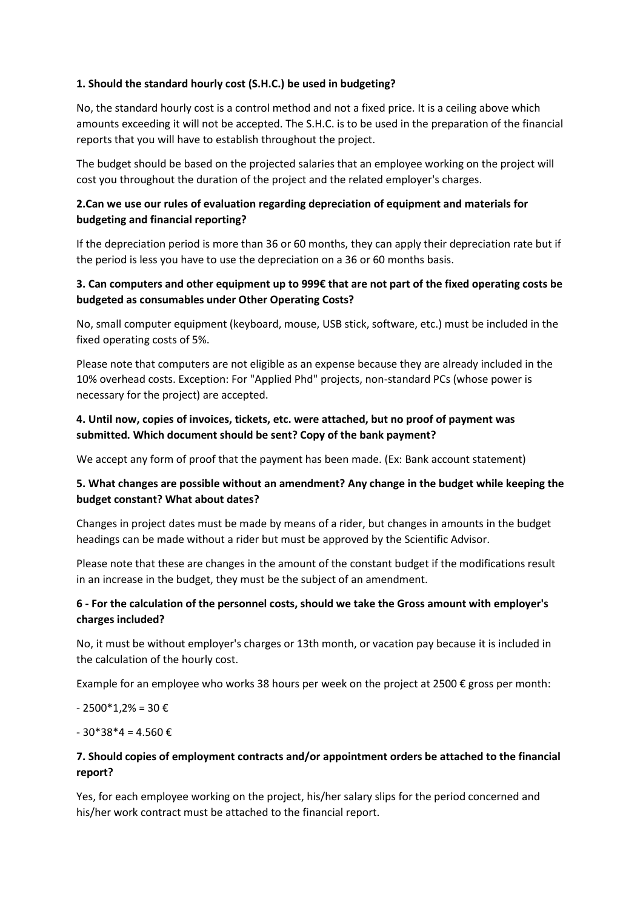**1. Should the standard hourly cost (S.H.C.) be used in budgeting?**

No, the standard hourly cost is a control method and not a fixed price. It is a ceiling above which amounts exceeding it will not be accepted. The S.H.C. is to be used in the preparation of the financial reports that you will have to establish throughout the project.

The budget should be based on the projected salaries that an employee working on the project will cost you throughout the duration of the project and the related employer's charges.

**2.Can we use our rules of evaluation regarding depreciation of equipment and materials for budgeting and financial reporting?**

If the depreciation period is more than 36 or 60 months, they can apply their depreciation rate but if the period is less you have to use the depreciation on a 36 or 60 months basis.

**3. Can computers and other equipment up to 999€ that are not part of the fixed operating costs be budgeted as consumables under Other Operating Costs?**

No, small computer equipment (keyboard, mouse, USB stick, software, etc.) must be included in the fixed operating costs of 5%.

Please note that computers are not eligible as an expense because they are already included in the 10% overhead costs. Exception: For "Applied Phd" projects, non-standard PCs (whose power is necessary for the project) are accepted.

**4. Until now, copies of invoices, tickets, etc. were attached, but no proof of payment was submitted. Which document should be sent? Copy of the bank payment?**

We accept any form of proof that the payment has been made. (Ex: Bank account statement)

**5. What changes are possible without an amendment? Any change in the budget while keeping the budget constant? What about dates?**

Changes in project dates must be made by means of a rider, but changes in amounts in the budget headings can be made without a rider but must be approved by the Scientific Advisor.

Please note that these are changes in the amount of the constant budget if the modifications result in an increase in the budget, they must be the subject of an amendment.

**6 - For the calculation of the personnel costs, should we take the Gross amount with employer's charges included?**

No, it must be without employer's charges or 13th month, or vacation pay because it is included in the calculation of the hourly cost.

Example for an employee who works 38 hours per week on the project at 2500 € gross per month:

- 2500*1,2% = 30 €

- 30*38*4 = 4.560 €

**7. Should copies of employment contracts and/or appointment orders be attached to the financial report?**

Yes, for each employee working on the project, his/her salary slips for the period concerned and his/her work contract must be attached to the financial report.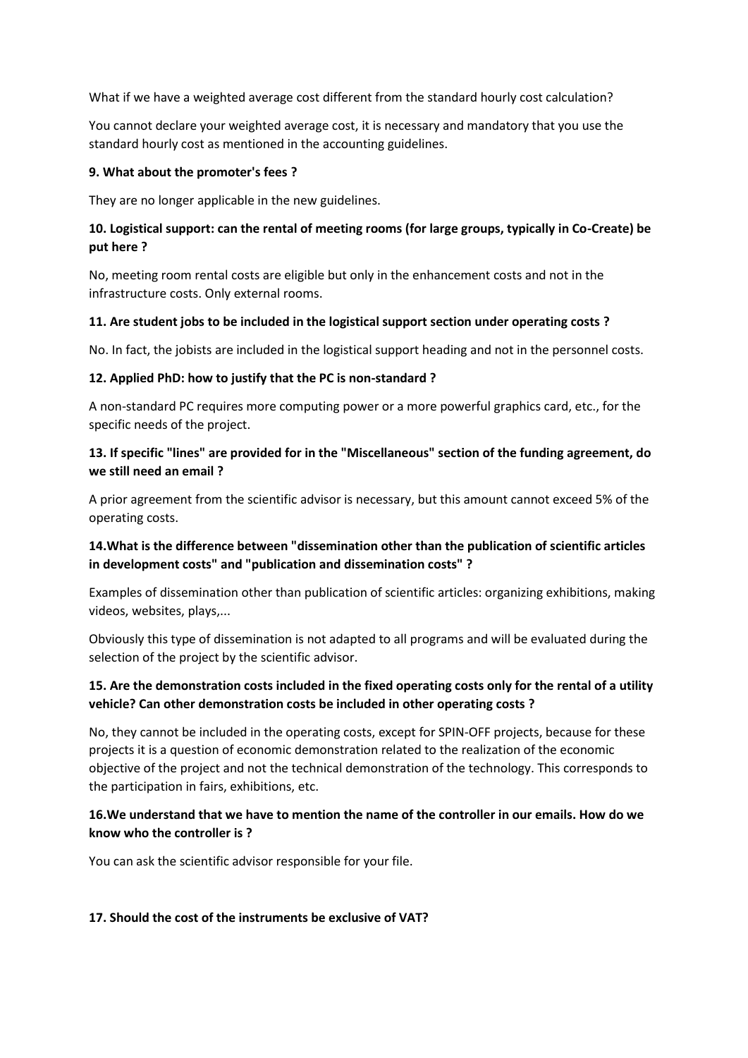What if we have a weighted average cost different from the standard hourly cost calculation?

You cannot declare your weighted average cost, it is necessary and mandatory that you use the standard hourly cost as mentioned in the accounting guidelines.

**9. What about the promoter's fees ?**

They are no longer applicable in the new guidelines.

**10. Logistical support: can the rental of meeting rooms (for large groups, typically in Co-Create) be put here ?**

No, meeting room rental costs are eligible but only in the enhancement costs and not in the infrastructure costs. Only external rooms.

**11. Are student jobs to be included in the logistical support section under operating costs ?**

No. In fact, the jobists are included in the logistical support heading and not in the personnel costs.

**12. Applied PhD: how to justify that the PC is non-standard ?**

A non-standard PC requires more computing power or a more powerful graphics card, etc., for the specific needs of the project.

**13. If specific "lines" are provided for in the "Miscellaneous" section of the funding agreement, do we still need an email ?**

A prior agreement from the scientific advisor is necessary, but this amount cannot exceed 5% of the operating costs.

**14.What is the difference between "dissemination other than the publication of scientific articles in development costs" and "publication and dissemination costs" ?**

Examples of dissemination other than publication of scientific articles: organizing exhibitions, making videos, websites, plays,...

Obviously this type of dissemination is not adapted to all programs and will be evaluated during the selection of the project by the scientific advisor.

**15. Are the demonstration costs included in the fixed operating costs only for the rental of a utility vehicle? Can other demonstration costs be included in other operating costs ?**

No, they cannot be included in the operating costs, except for SPIN-OFF projects, because for these projects it is a question of economic demonstration related to the realization of the economic objective of the project and not the technical demonstration of the technology. This corresponds to the participation in fairs, exhibitions, etc.

**16.We understand that we have to mention the name of the controller in our emails. How do we know who the controller is ?**

You can ask the scientific advisor responsible for your file.

**17. Should the cost of the instruments be exclusive of VAT?**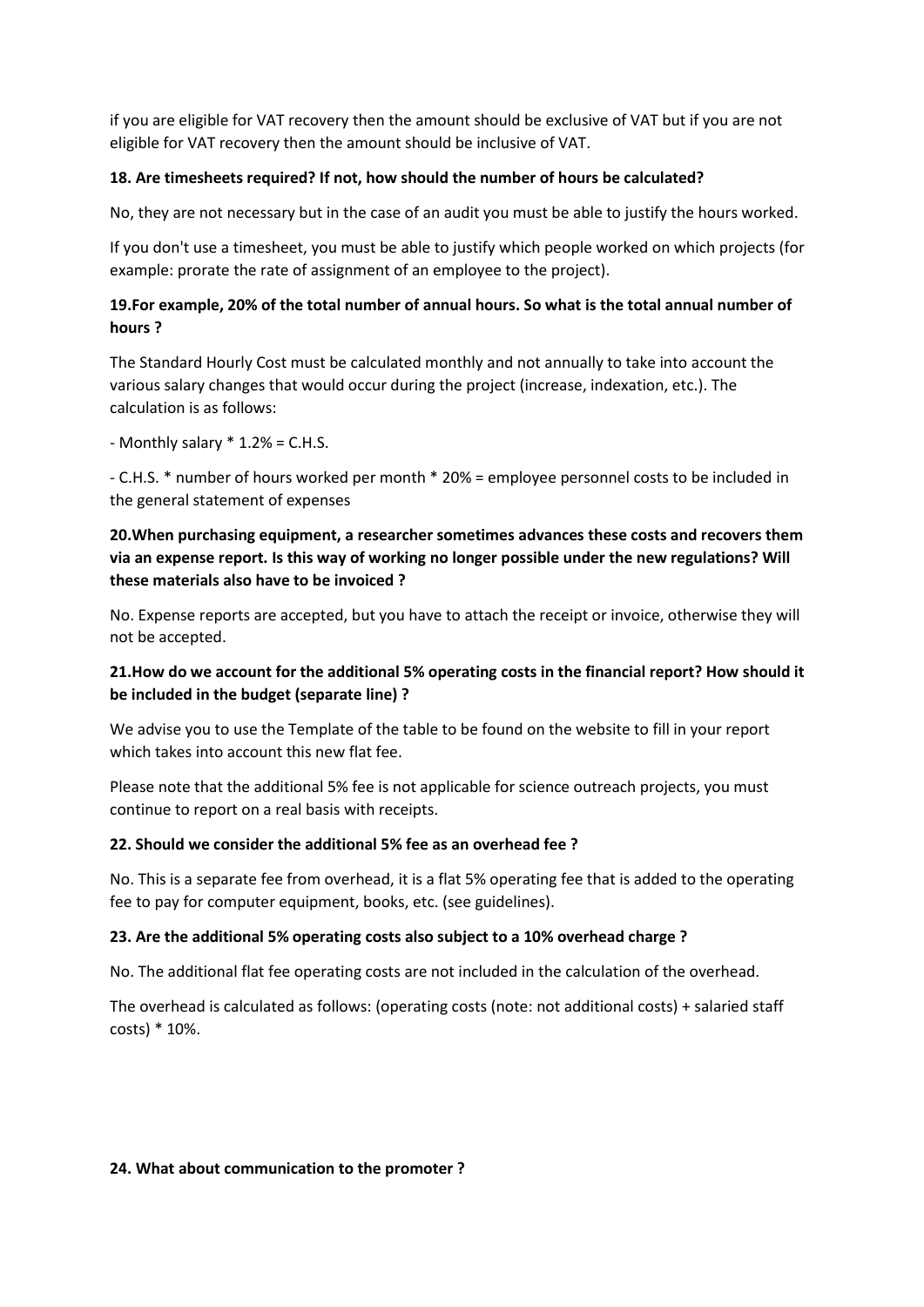if you are eligible for VAT recovery then the amount should be exclusive of VAT but if you are not eligible for VAT recovery then the amount should be inclusive of VAT.

**18. Are timesheets required? If not, how should the number of hours be calculated?**

No, they are not necessary but in the case of an audit you must be able to justify the hours worked.

If you don't use a timesheet, you must be able to justify which people worked on which projects (for example: prorate the rate of assignment of an employee to the project).

**19.For example, 20% of the total number of annual hours. So what is the total annual number of hours ?**

The Standard Hourly Cost must be calculated monthly and not annually to take into account the various salary changes that would occur during the project (increase, indexation, etc.). The calculation is as follows:

- Monthly salary * 1.2% = C.H.S.

- C.H.S. * number of hours worked per month * 20% = employee personnel costs to be included in the general statement of expenses

**20.When purchasing equipment, a researcher sometimes advances these costs and recovers them via an expense report. Is this way of working no longer possible under the new regulations? Will these materials also have to be invoiced ?**

No. Expense reports are accepted, but you have to attach the receipt or invoice, otherwise they will not be accepted.

**21.How do we account for the additional 5% operating costs in the financial report? How should it be included in the budget (separate line) ?**

We advise you to use the Template of the table to be found on the website to fill in your report which takes into account this new flat fee.

Please note that the additional 5% fee is not applicable for science outreach projects, you must continue to report on a real basis with receipts.

**22. Should we consider the additional 5% fee as an overhead fee ?**

No. This is a separate fee from overhead, it is a flat 5% operating fee that is added to the operating fee to pay for computer equipment, books, etc. (see guidelines).

**23. Are the additional 5% operating costs also subject to a 10% overhead charge ?**

No. The additional flat fee operating costs are not included in the calculation of the overhead.

The overhead is calculated as follows: (operating costs (note: not additional costs) + salaried staff costs) * 10%.

**24. What about communication to the promoter ?**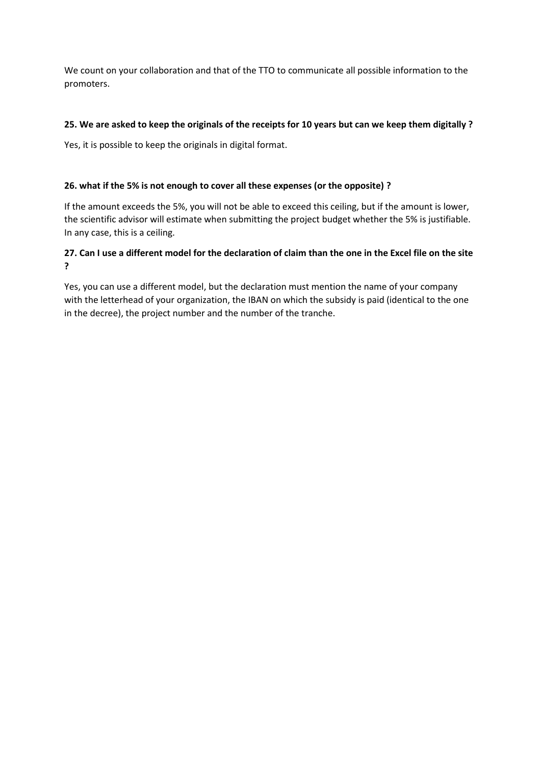We count on your collaboration and that of the TTO to communicate all possible information to the promoters.

**25. We are asked to keep the originals of the receipts for 10 years but can we keep them digitally ?**

Yes, it is possible to keep the originals in digital format.

**26. what if the 5% is not enough to cover all these expenses (or the opposite) ?**

If the amount exceeds the 5%, you will not be able to exceed this ceiling, but if the amount is lower, the scientific advisor will estimate when submitting the project budget whether the 5% is justifiable. In any case, this is a ceiling.

**27. Can I use a different model for the declaration of claim than the one in the Excel file on the site ?**

Yes, you can use a different model, but the declaration must mention the name of your company with the letterhead of your organization, the IBAN on which the subsidy is paid (identical to the one in the decree), the project number and the number of the tranche.